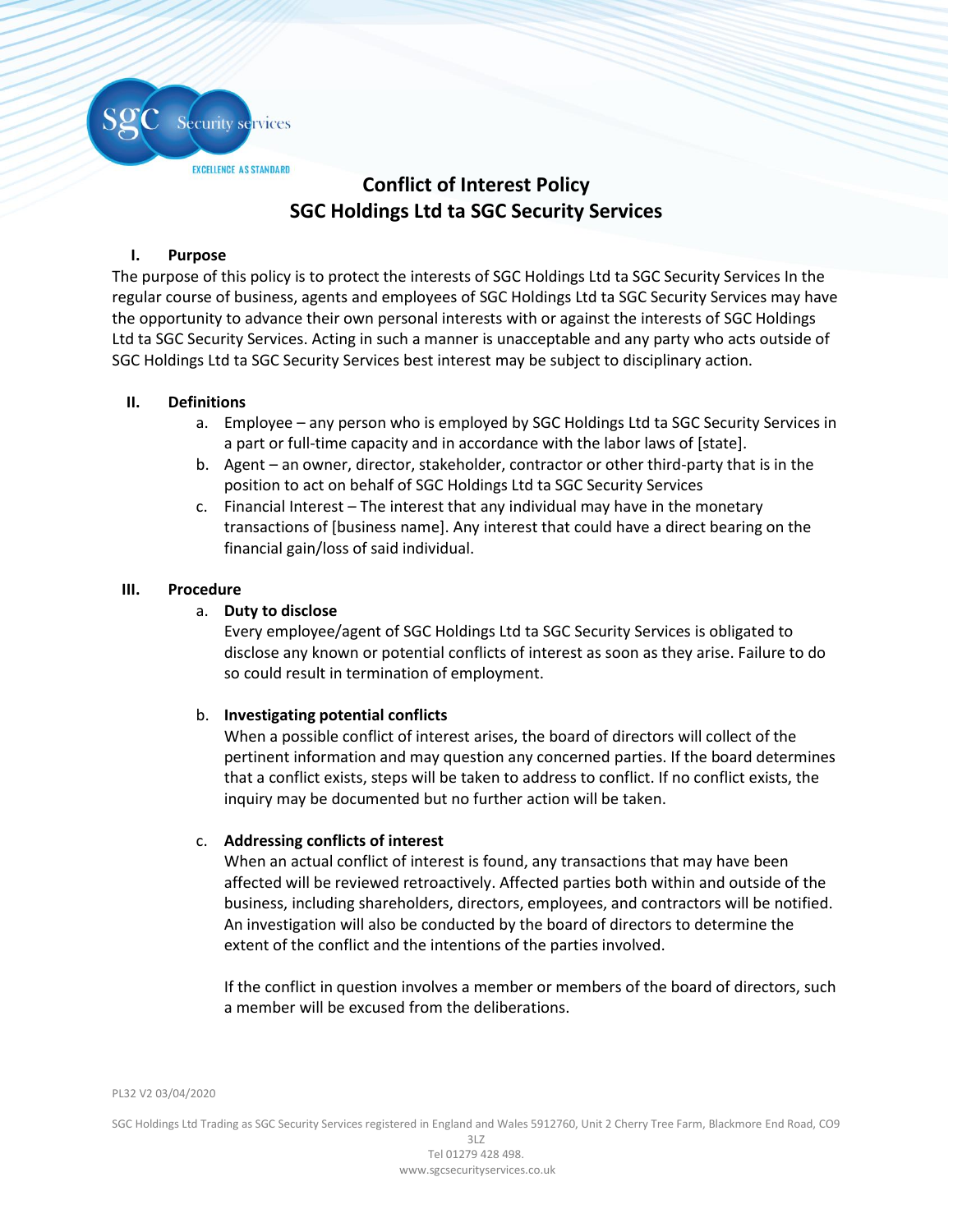# Conflict of Interest Policy
# SGC Holdings Ltd ta SGC Security Services

## I. Purpose

The purpose of this policy is to protect the interests of SGC Holdings Ltd ta SGC Security Services In the regular course of business, agents and employees of SGC Holdings Ltd ta SGC Security Services may have the opportunity to advance their own personal interests with or against the interests of SGC Holdings Ltd ta SGC Security Services. Acting in such a manner is unacceptable and any party who acts outside of SGC Holdings Ltd ta SGC Security Services best interest may be subject to disciplinary action.

## II. Definitions

a. Employee – any person who is employed by SGC Holdings Ltd ta SGC Security Services in a part or full-time capacity and in accordance with the labor laws of [state].

b. Agent – an owner, director, stakeholder, contractor or other third-party that is in the position to act on behalf of SGC Holdings Ltd ta SGC Security Services

c. Financial Interest – The interest that any individual may have in the monetary transactions of [business name]. Any interest that could have a direct bearing on the financial gain/loss of said individual.

## III. Procedure

a. **Duty to disclose**

Every employee/agent of SGC Holdings Ltd ta SGC Security Services is obligated to disclose any known or potential conflicts of interest as soon as they arise. Failure to do so could result in termination of employment.

b. **Investigating potential conflicts**

When a possible conflict of interest arises, the board of directors will collect of the pertinent information and may question any concerned parties. If the board determines that a conflict exists, steps will be taken to address to conflict. If no conflict exists, the inquiry may be documented but no further action will be taken.

c. **Addressing conflicts of interest**

When an actual conflict of interest is found, any transactions that may have been affected will be reviewed retroactively. Affected parties both within and outside of the business, including shareholders, directors, employees, and contractors will be notified. An investigation will also be conducted by the board of directors to determine the extent of the conflict and the intentions of the parties involved.

If the conflict in question involves a member or members of the board of directors, such a member will be excused from the deliberations.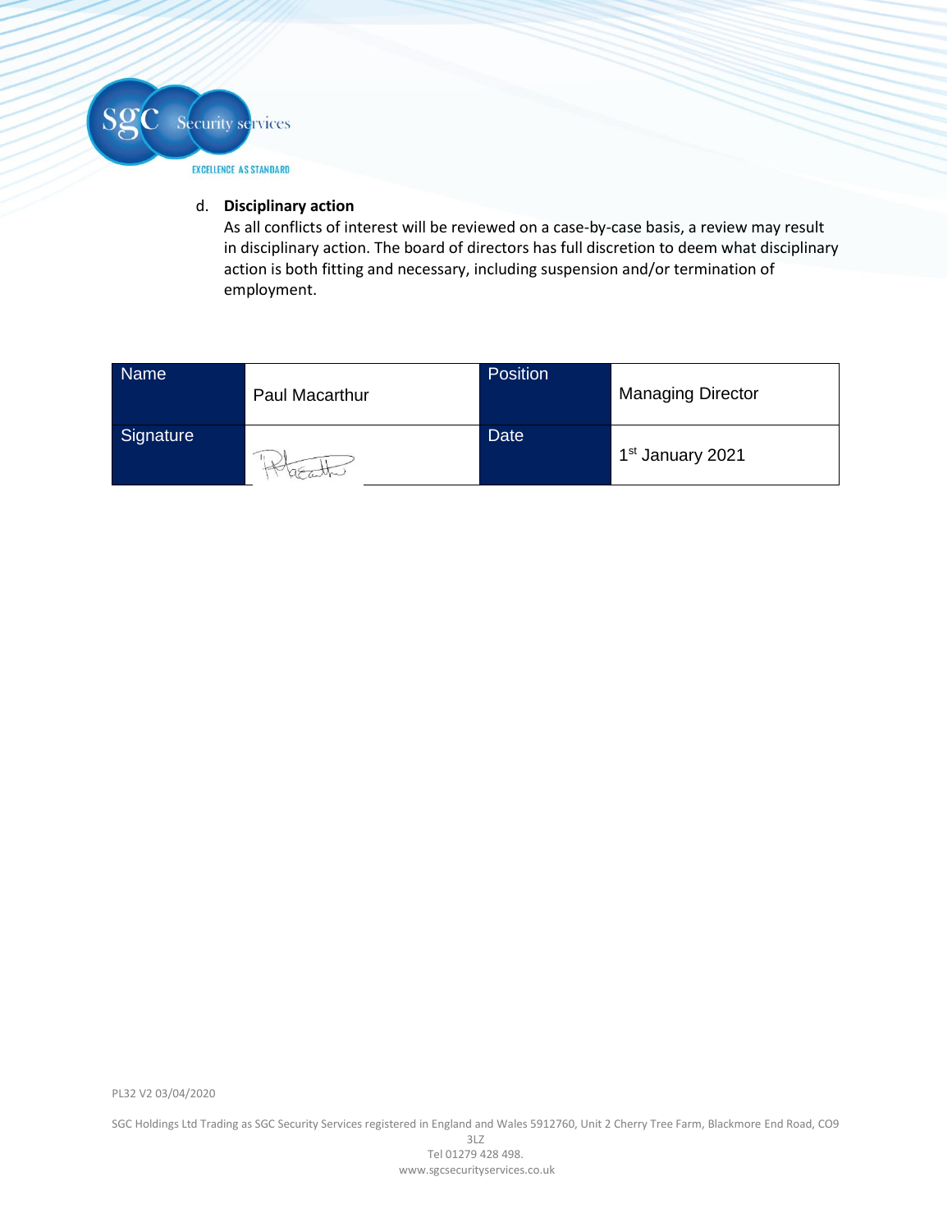d. **Disciplinary action**
   As all conflicts of interest will be reviewed on a case-by-case basis, a review may result in disciplinary action. The board of directors has full discretion to deem what disciplinary action is both fitting and necessary, including suspension and/or termination of employment.

| Name | Paul Macarthur | Position | Managing Director |
|---|---|---|---|
| Signature | | Date | 1st January 2021 |

PL32 V2 03/04/2020

SGC Holdings Ltd Trading as SGC Security Services registered in England and Wales 5912760, Unit 2 Cherry Tree Farm, Blackmore End Road, CO9 3LZ
Tel 01279 428 498.
www.sgcsecurityservices.co.uk